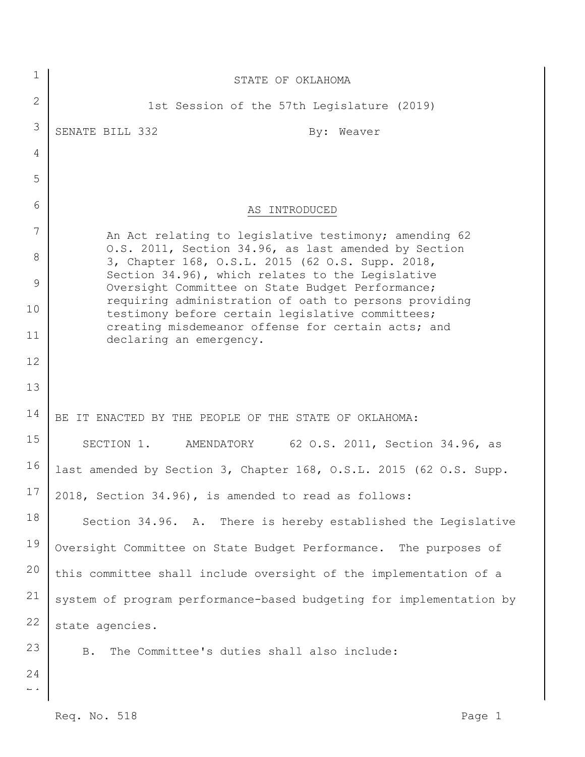STATE OF OKLAHOMA

1st Session of the 57th Legislature (2019)

SENATE BILL 332 By: Weaver

AS INTRODUCED

An Act relating to legislative testimony; amending 62 O.S. 2011, Section 34.96, as last amended by Section 3, Chapter 168, O.S.L. 2015 (62 O.S. Supp. 2018, Section 34.96), which relates to the Legislative Oversight Committee on State Budget Performance; requiring administration of oath to persons providing testimony before certain legislative committees; creating misdemeanor offense for certain acts; and declaring an emergency.

BE IT ENACTED BY THE PEOPLE OF THE STATE OF OKLAHOMA:

SECTION 1. AMENDATORY 62 O.S. 2011, Section 34.96, as last amended by Section 3, Chapter 168, O.S.L. 2015 (62 O.S. Supp. 2018, Section 34.96), is amended to read as follows:

Section 34.96. A. There is hereby established the Legislative Oversight Committee on State Budget Performance. The purposes of this committee shall include oversight of the implementation of a system of program performance-based budgeting for implementation by state agencies.

B. The Committee's duties shall also include: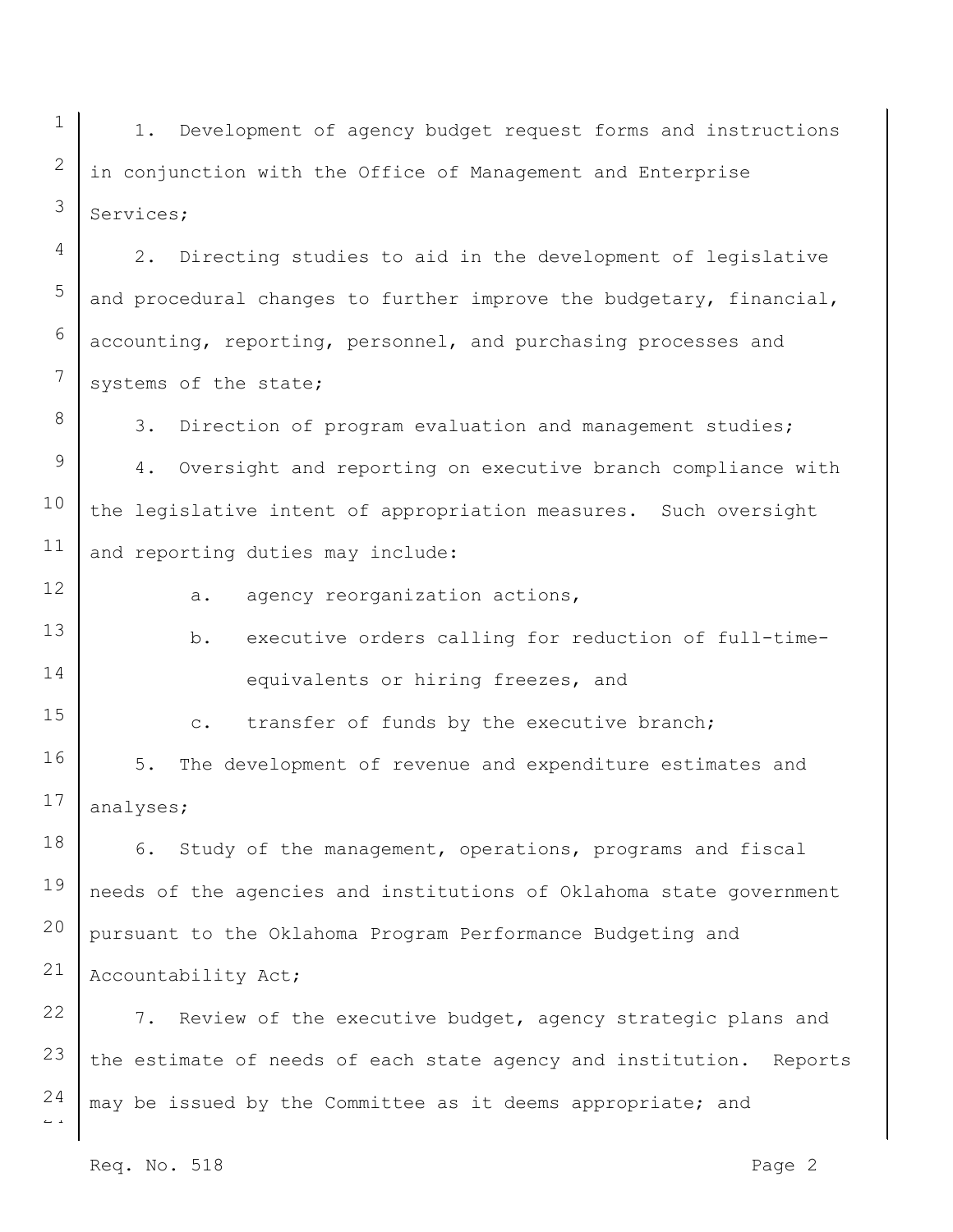1. Development of agency budget request forms and instructions in conjunction with the Office of Management and Enterprise Services;

2. Directing studies to aid in the development of legislative and procedural changes to further improve the budgetary, financial, accounting, reporting, personnel, and purchasing processes and systems of the state;

3. Direction of program evaluation and management studies;

4. Oversight and reporting on executive branch compliance with the legislative intent of appropriation measures. Such oversight and reporting duties may include:

   a. agency reorganization actions,

   b. executive orders calling for reduction of full-time-equivalents or hiring freezes, and

   c. transfer of funds by the executive branch;

5. The development of revenue and expenditure estimates and analyses;

6. Study of the management, operations, programs and fiscal needs of the agencies and institutions of Oklahoma state government pursuant to the Oklahoma Program Performance Budgeting and Accountability Act;

7. Review of the executive budget, agency strategic plans and the estimate of needs of each state agency and institution. Reports may be issued by the Committee as it deems appropriate; and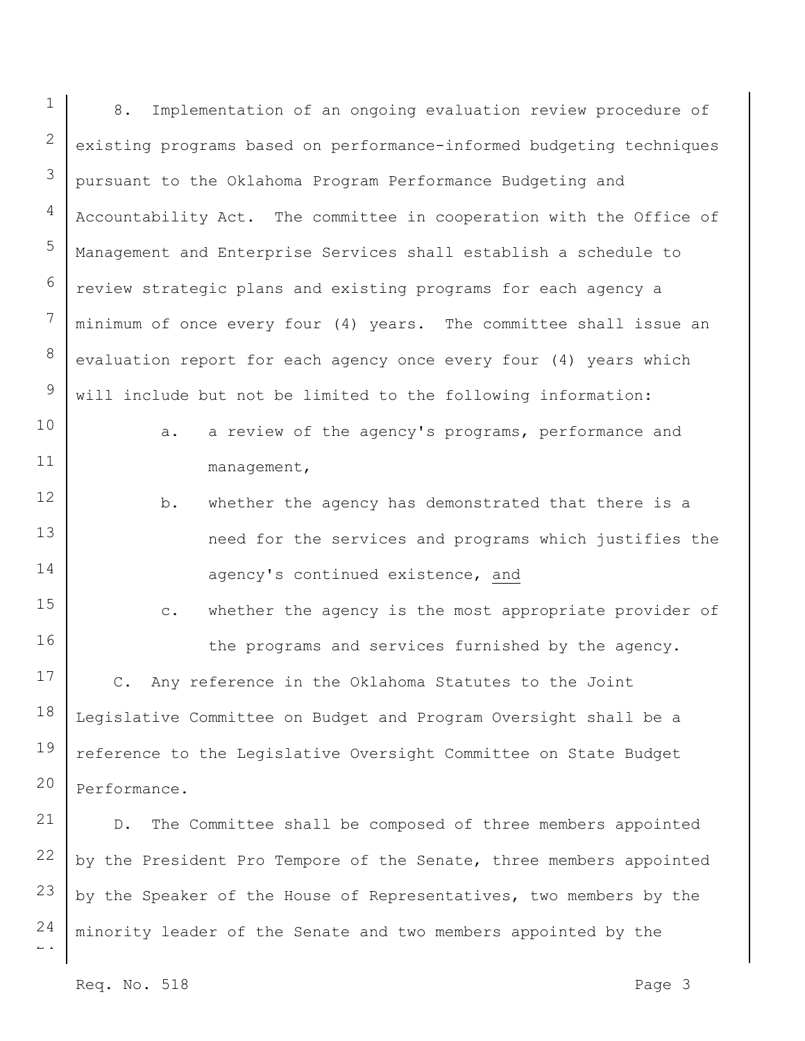8. Implementation of an ongoing evaluation review procedure of existing programs based on performance-informed budgeting techniques pursuant to the Oklahoma Program Performance Budgeting and Accountability Act. The committee in cooperation with the Office of Management and Enterprise Services shall establish a schedule to review strategic plans and existing programs for each agency a minimum of once every four (4) years. The committee shall issue an evaluation report for each agency once every four (4) years which will include but not be limited to the following information:

- a. a review of the agency's programs, performance and management,
- b. whether the agency has demonstrated that there is a need for the services and programs which justifies the agency's continued existence, <u>and</u>
- c. whether the agency is the most appropriate provider of the programs and services furnished by the agency.

C. Any reference in the Oklahoma Statutes to the Joint Legislative Committee on Budget and Program Oversight shall be a reference to the Legislative Oversight Committee on State Budget Performance.

D. The Committee shall be composed of three members appointed by the President Pro Tempore of the Senate, three members appointed by the Speaker of the House of Representatives, two members by the minority leader of the Senate and two members appointed by the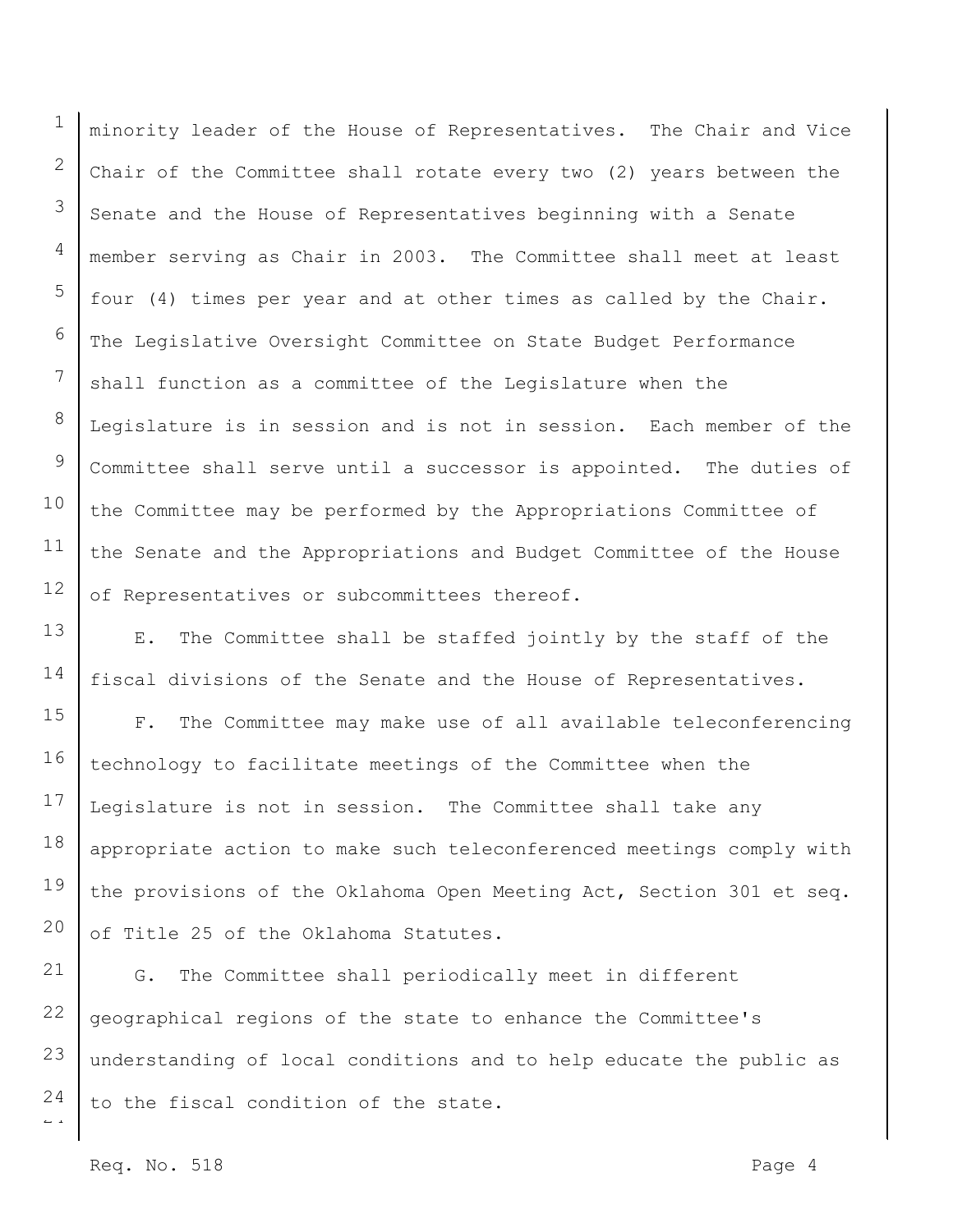minority leader of the House of Representatives. The Chair and Vice Chair of the Committee shall rotate every two (2) years between the Senate and the House of Representatives beginning with a Senate member serving as Chair in 2003. The Committee shall meet at least four (4) times per year and at other times as called by the Chair. The Legislative Oversight Committee on State Budget Performance shall function as a committee of the Legislature when the Legislature is in session and is not in session. Each member of the Committee shall serve until a successor is appointed. The duties of the Committee may be performed by the Appropriations Committee of the Senate and the Appropriations and Budget Committee of the House of Representatives or subcommittees thereof.

E. The Committee shall be staffed jointly by the staff of the fiscal divisions of the Senate and the House of Representatives.

F. The Committee may make use of all available teleconferencing technology to facilitate meetings of the Committee when the Legislature is not in session. The Committee shall take any appropriate action to make such teleconferenced meetings comply with the provisions of the Oklahoma Open Meeting Act, Section 301 et seq. of Title 25 of the Oklahoma Statutes.

G. The Committee shall periodically meet in different geographical regions of the state to enhance the Committee's understanding of local conditions and to help educate the public as to the fiscal condition of the state.

Req. No. 518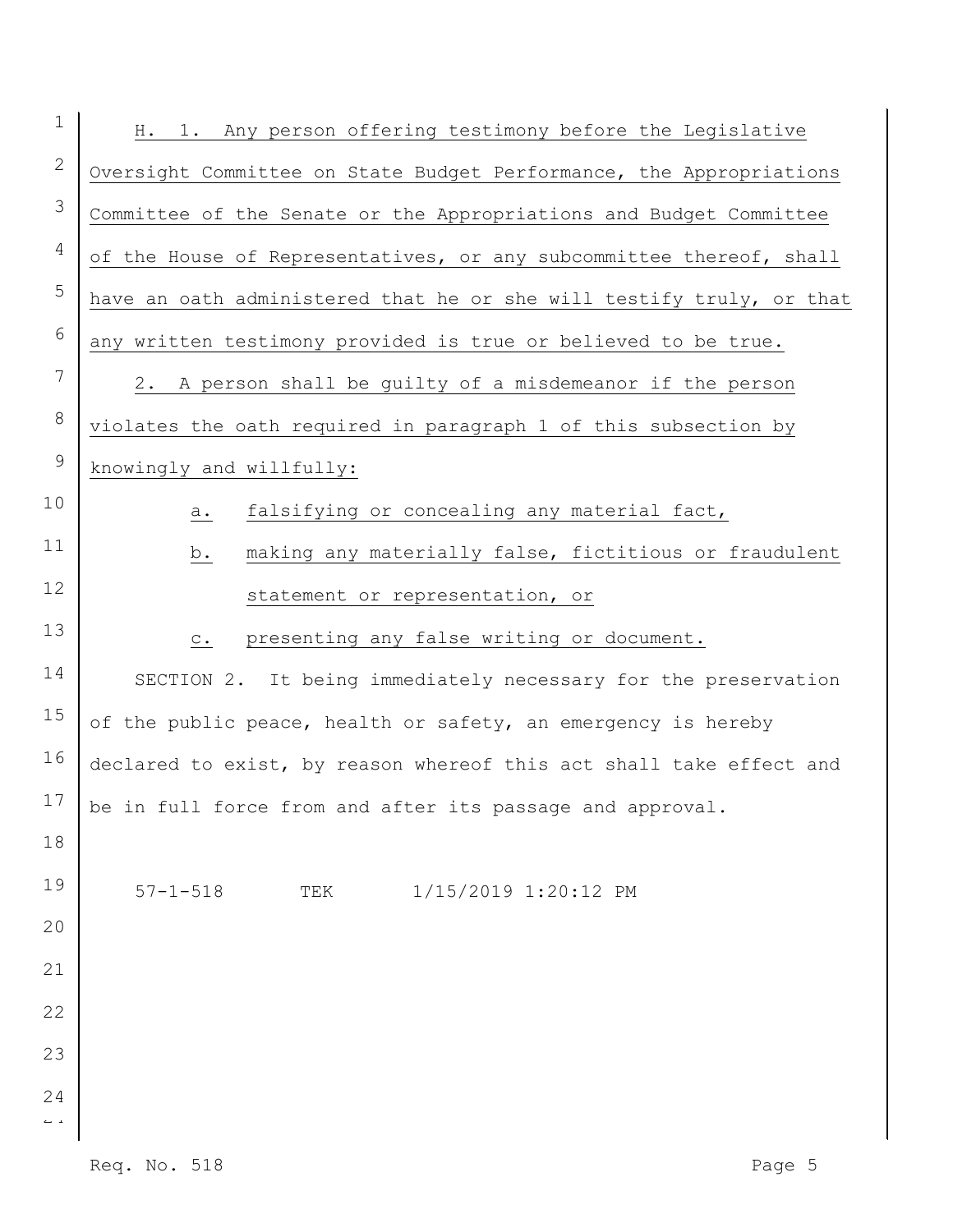H. 1. Any person offering testimony before the Legislative Oversight Committee on State Budget Performance, the Appropriations Committee of the Senate or the Appropriations and Budget Committee of the House of Representatives, or any subcommittee thereof, shall have an oath administered that he or she will testify truly, or that any written testimony provided is true or believed to be true.

2. A person shall be guilty of a misdemeanor if the person violates the oath required in paragraph 1 of this subsection by knowingly and willfully:

a. falsifying or concealing any material fact,

b. making any materially false, fictitious or fraudulent statement or representation, or

c. presenting any false writing or document.

SECTION 2. It being immediately necessary for the preservation of the public peace, health or safety, an emergency is hereby declared to exist, by reason whereof this act shall take effect and be in full force from and after its passage and approval.

57-1-518 TEK 1/15/2019 1:20:12 PM